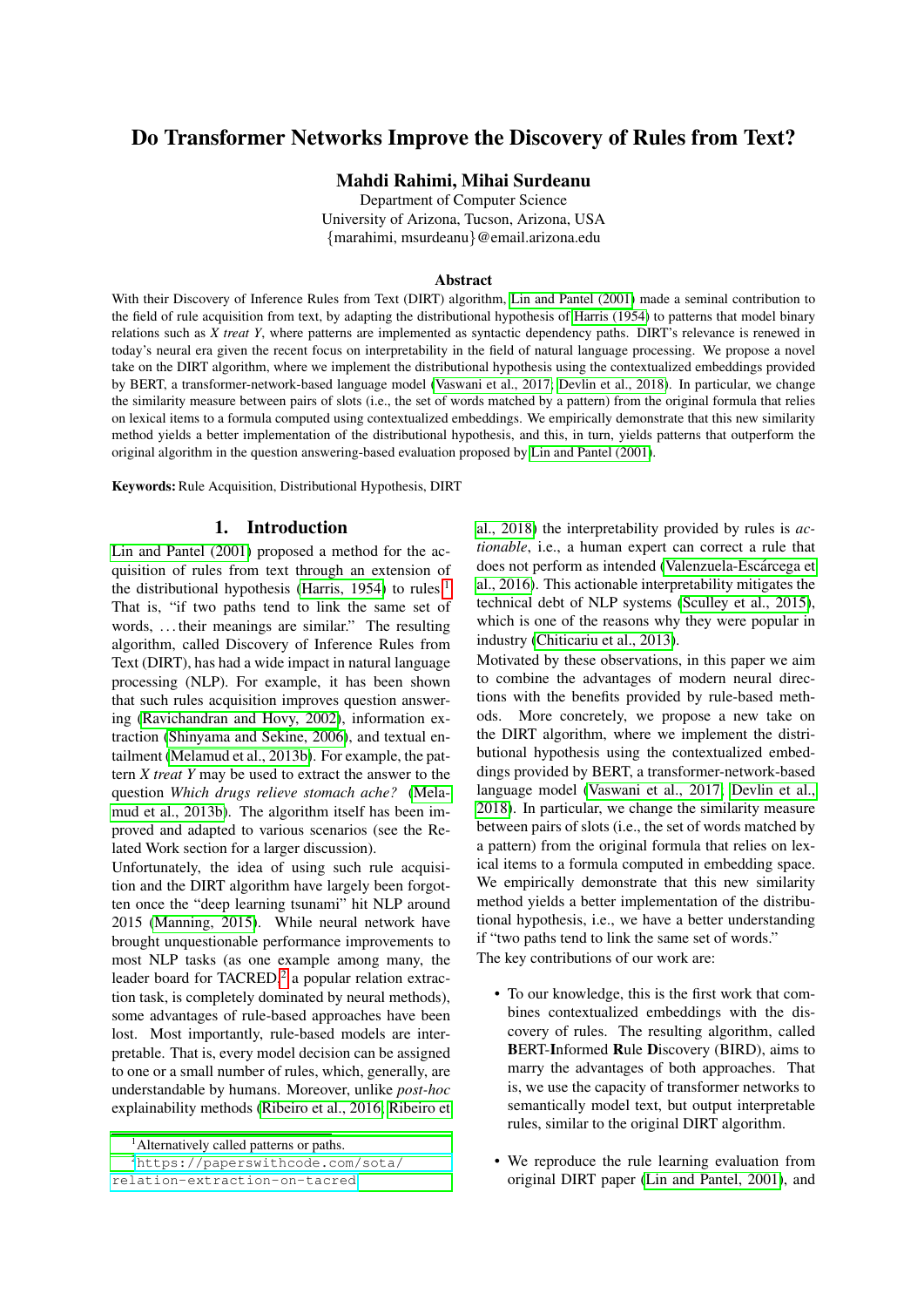# Do Transformer Networks Improve the Discovery of Rules from Text?

**Mahdi Rahimi, Mihai Surdeanu**

Department of Computer Science
University of Arizona, Tucson, Arizona, USA
{marahimi, msurdeanu}@email.arizona.edu

## Abstract

With their Discovery of Inference Rules from Text (DIRT) algorithm, Lin and Pantel (2001) made a seminal contribution to the field of rule acquisition from text, by adapting the distributional hypothesis of Harris (1954) to patterns that model binary relations such as *X treat Y*, where patterns are implemented as syntactic dependency paths. DIRT's relevance is renewed in today's neural era given the recent focus on interpretability in the field of natural language processing. We propose a novel take on the DIRT algorithm, where we implement the distributional hypothesis using the contextualized embeddings provided by BERT, a transformer-network-based language model (Vaswani et al., 2017; Devlin et al., 2018). In particular, we change the similarity measure between pairs of slots (i.e., the set of words matched by a pattern) from the original formula that relies on lexical items to a formula computed using contextualized embeddings. We empirically demonstrate that this new similarity method yields a better implementation of the distributional hypothesis, and this, in turn, yields patterns that outperform the original algorithm in the question answering-based evaluation proposed by Lin and Pantel (2001).

**Keywords:** Rule Acquisition, Distributional Hypothesis, DIRT

## 1. Introduction

Lin and Pantel (2001) proposed a method for the acquisition of rules from text through an extension of the distributional hypothesis (Harris, 1954) to rules.[1] That is, "if two paths tend to link the same set of words, ...their meanings are similar." The resulting algorithm, called Discovery of Inference Rules from Text (DIRT), has had a wide impact in natural language processing (NLP). For example, it has been shown that such rules acquisition improves question answering (Ravichandran and Hovy, 2002), information extraction (Shinyama and Sekine, 2006), and textual entailment (Melamud et al., 2013b). For example, the pattern *X treat Y* may be used to extract the answer to the question *Which drugs relieve stomach ache?* (Melamud et al., 2013b). The algorithm itself has been improved and adapted to various scenarios (see the Related Work section for a larger discussion).

Unfortunately, the idea of using such rule acquisition and the DIRT algorithm have largely been forgotten once the "deep learning tsunami" hit NLP around 2015 (Manning, 2015). While neural network have brought unquestionable performance improvements to most NLP tasks (as one example among many, the leader board for TACRED,[2] a popular relation extraction task, is completely dominated by neural methods), some advantages of rule-based approaches have been lost. Most importantly, rule-based models are interpretable. That is, every model decision can be assigned to one or a small number of rules, which, generally, are understandable by humans. Moreover, unlike *post-hoc* explainability methods (Ribeiro et al., 2016; Ribeiro et al., 2018) the interpretability provided by rules is *actionable*, i.e., a human expert can correct a rule that does not perform as intended (Valenzuela-Escárcega et al., 2016). This actionable interpretability mitigates the technical debt of NLP systems (Sculley et al., 2015), which is one of the reasons why they were popular in industry (Chiticariu et al., 2013).

Motivated by these observations, in this paper we aim to combine the advantages of modern neural directions with the benefits provided by rule-based methods. More concretely, we propose a new take on the DIRT algorithm, where we implement the distributional hypothesis using the contextualized embeddings provided by BERT, a transformer-network-based language model (Vaswani et al., 2017; Devlin et al., 2018). In particular, we change the similarity measure between pairs of slots (i.e., the set of words matched by a pattern) from the original formula that relies on lexical items to a formula computed in embedding space. We empirically demonstrate that this new similarity method yields a better implementation of the distributional hypothesis, i.e., we have a better understanding if "two paths tend to link the same set of words."

The key contributions of our work are:

- To our knowledge, this is the first work that combines contextualized embeddings with the discovery of rules. The resulting algorithm, called **B**ERT-**I**nformed **R**ule **D**iscovery (BIRD), aims to marry the advantages of both approaches. That is, we use the capacity of transformer networks to semantically model text, but output interpretable rules, similar to the original DIRT algorithm.
- We reproduce the rule learning evaluation from original DIRT paper (Lin and Pantel, 2001), and

[1] Alternatively called patterns or paths.

[2] https://paperswithcode.com/sota/relation-extraction-on-tacred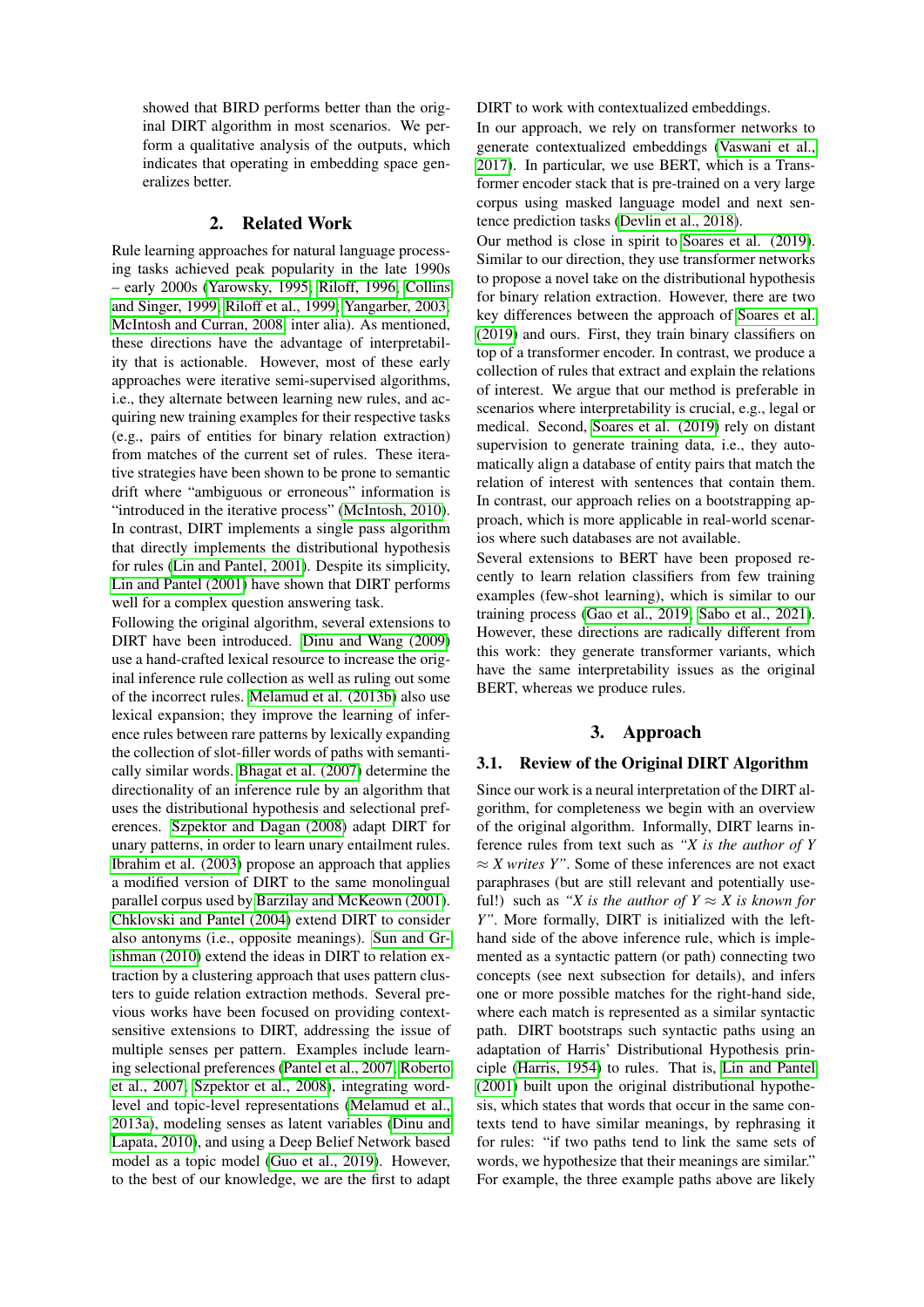showed that BIRD performs better than the original DIRT algorithm in most scenarios. We perform a qualitative analysis of the outputs, which indicates that operating in embedding space generalizes better.

## 2. Related Work

Rule learning approaches for natural language processing tasks achieved peak popularity in the late 1990s – early 2000s (Yarowsky, 1995; Riloff, 1996; Collins and Singer, 1999; Riloff et al., 1999; Yangarber, 2003; McIntosh and Curran, 2008, inter alia). As mentioned, these directions have the advantage of interpretability that is actionable. However, most of these early approaches were iterative semi-supervised algorithms, i.e., they alternate between learning new rules, and acquiring new training examples for their respective tasks (e.g., pairs of entities for binary relation extraction) from matches of the current set of rules. These iterative strategies have been shown to be prone to semantic drift where "ambiguous or erroneous" information is "introduced in the iterative process" (McIntosh, 2010). In contrast, DIRT implements a single pass algorithm that directly implements the distributional hypothesis for rules (Lin and Pantel, 2001). Despite its simplicity, Lin and Pantel (2001) have shown that DIRT performs well for a complex question answering task.

Following the original algorithm, several extensions to DIRT have been introduced. Dinu and Wang (2009) use a hand-crafted lexical resource to increase the original inference rule collection as well as ruling out some of the incorrect rules. Melamud et al. (2013b) also use lexical expansion; they improve the learning of inference rules between rare patterns by lexically expanding the collection of slot-filler words of paths with semantically similar words. Bhagat et al. (2007) determine the directionality of an inference rule by an algorithm that uses the distributional hypothesis and selectional preferences. Szpektor and Dagan (2008) adapt DIRT for unary patterns, in order to learn unary entailment rules. Ibrahim et al. (2003) propose an approach that applies a modified version of DIRT to the same monolingual parallel corpus used by Barzilay and McKeown (2001). Chklovski and Pantel (2004) extend DIRT to consider also antonyms (i.e., opposite meanings). Sun and Grishman (2010) extend the ideas in DIRT to relation extraction by a clustering approach that uses pattern clusters to guide relation extraction methods. Several previous works have been focused on providing context-sensitive extensions to DIRT, addressing the issue of multiple senses per pattern. Examples include learning selectional preferences (Pantel et al., 2007; Roberto et al., 2007; Szpektor et al., 2008), integrating word-level and topic-level representations (Melamud et al., 2013a), modeling senses as latent variables (Dinu and Lapata, 2010), and using a Deep Belief Network based model as a topic model (Guo et al., 2019). However, to the best of our knowledge, we are the first to adapt DIRT to work with contextualized embeddings.

In our approach, we rely on transformer networks to generate contextualized embeddings (Vaswani et al., 2017). In particular, we use BERT, which is a Transformer encoder stack that is pre-trained on a very large corpus using masked language model and next sentence prediction tasks (Devlin et al., 2018).

Our method is close in spirit to Soares et al. (2019). Similar to our direction, they use transformer networks to propose a novel take on the distributional hypothesis for binary relation extraction. However, there are two key differences between the approach of Soares et al. (2019) and ours. First, they train binary classifiers on top of a transformer encoder. In contrast, we produce a collection of rules that extract and explain the relations of interest. We argue that our method is preferable in scenarios where interpretability is crucial, e.g., legal or medical. Second, Soares et al. (2019) rely on distant supervision to generate training data, i.e., they automatically align a database of entity pairs that match the relation of interest with sentences that contain them. In contrast, our approach relies on a bootstrapping approach, which is more applicable in real-world scenarios where such databases are not available.

Several extensions to BERT have been proposed recently to learn relation classifiers from few training examples (few-shot learning), which is similar to our training process (Gao et al., 2019; Sabo et al., 2021). However, these directions are radically different from this work: they generate transformer variants, which have the same interpretability issues as the original BERT, whereas we produce rules.

## 3. Approach

### 3.1. Review of the Original DIRT Algorithm

Since our work is a neural interpretation of the DIRT algorithm, for completeness we begin with an overview of the original algorithm. Informally, DIRT learns inference rules from text such as *"X is the author of Y ≈ X writes Y"*. Some of these inferences are not exact paraphrases (but are still relevant and potentially useful!) such as *"X is the author of Y ≈ X is known for Y"*. More formally, DIRT is initialized with the left-hand side of the above inference rule, which is implemented as a syntactic pattern (or path) connecting two concepts (see next subsection for details), and infers one or more possible matches for the right-hand side, where each match is represented as a similar syntactic path. DIRT bootstraps such syntactic paths using an adaptation of Harris' Distributional Hypothesis principle (Harris, 1954) to rules. That is, Lin and Pantel (2001) built upon the original distributional hypothesis, which states that words that occur in the same contexts tend to have similar meanings, by rephrasing it for rules: "if two paths tend to link the same sets of words, we hypothesize that their meanings are similar." For example, the three example paths above are likely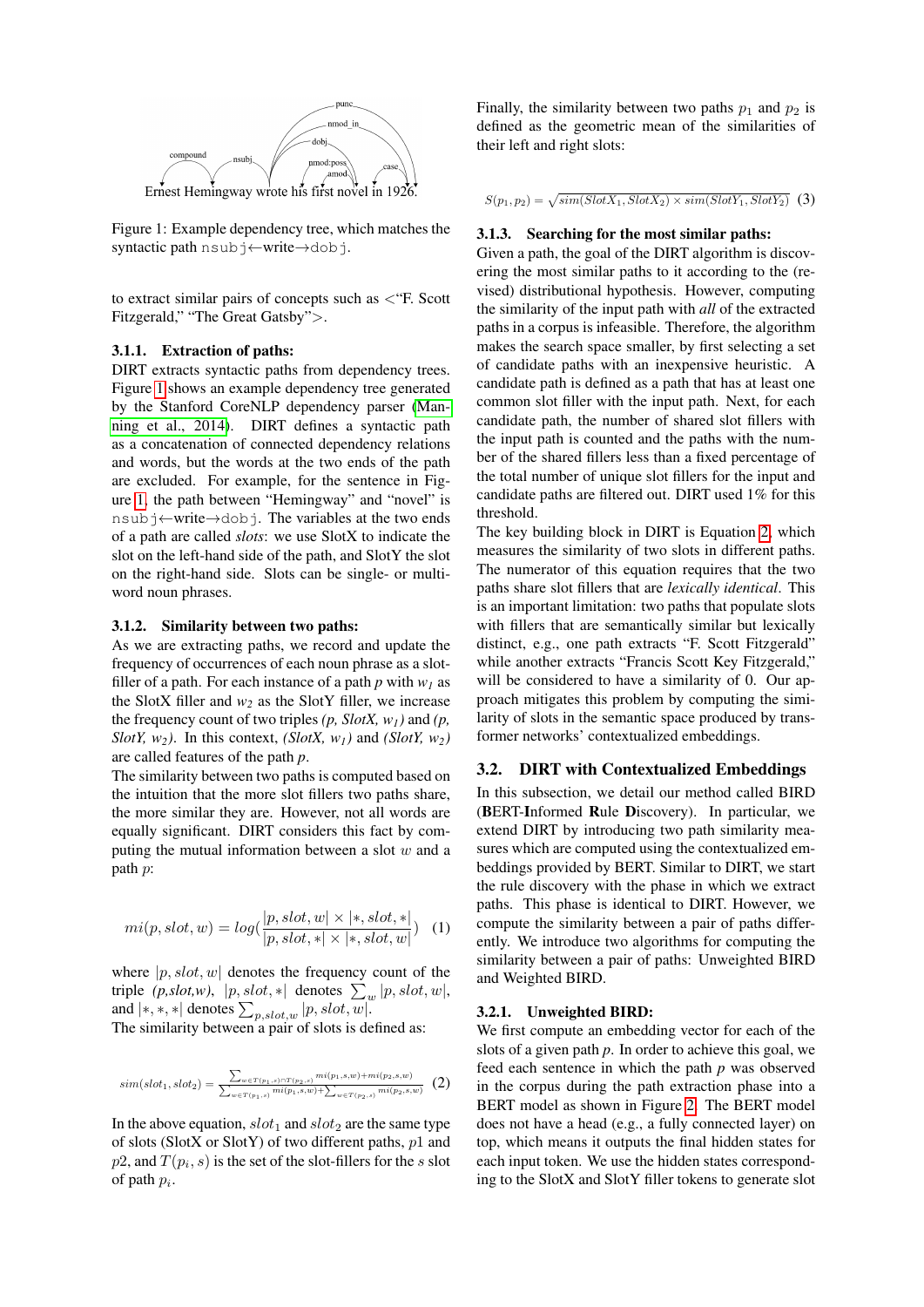Ernest Hemingway wrote his first novel in 1926.

Figure 1: Example dependency tree, which matches the syntactic path nsubj←write→dobj.

to extract similar pairs of concepts such as <"F. Scott Fitzgerald," "The Great Gatsby">.

#### 3.1.1. Extraction of paths:

DIRT extracts syntactic paths from dependency trees. Figure 1 shows an example dependency tree generated by the Stanford CoreNLP dependency parser (Manning et al., 2014). DIRT defines a syntactic path as a concatenation of connected dependency relations and words, but the words at the two ends of the path are excluded. For example, for the sentence in Figure 1, the path between "Hemingway" and "novel" is nsubj←write→dobj. The variables at the two ends of a path are called *slots*: we use SlotX to indicate the slot on the left-hand side of the path, and SlotY the slot on the right-hand side. Slots can be single- or multi-word noun phrases.

#### 3.1.2. Similarity between two paths:

As we are extracting paths, we record and update the frequency of occurrences of each noun phrase as a slot-filler of a path. For each instance of a path *p* with $w_1$ as the SlotX filler and $w_2$ as the SlotY filler, we increase the frequency count of two triples *(p, SlotX, $w_1$)* and *(p, SlotY, $w_2$)*. In this context, *(SlotX, $w_1$)* and *(SlotY, $w_2$)* are called features of the path *p*.

The similarity between two paths is computed based on the intuition that the more slot fillers two paths share, the more similar they are. However, not all words are equally significant. DIRT considers this fact by computing the mutual information between a slot $w$ and a path $p$:

$$mi(p, slot, w) = log(\frac{|p, slot, w| \times |*, slot, *|}{|p, slot, *| \times |*, slot, w|}) \quad (1)$$

where $|p, slot, w|$ denotes the frequency count of the triple *(p,slot,w)*, $|p, slot, *|$ denotes $\sum_w |p, slot, w|$, and $|*, *, *|$ denotes $\sum_{p,slot,w} |p, slot, w|$.

The similarity between a pair of slots is defined as:

$$sim(slot_1, slot_2) = \frac{\sum_{w \in T(p_1,s) \cap T(p_2,s)} mi(p_1,s,w) + mi(p_2,s,w)}{\sum_{w \in T(p_1,s)} mi(p_1,s,w) + \sum_{w \in T(p_2,s)} mi(p_2,s,w)} \quad (2)$$

In the above equation, $slot_1$ and $slot_2$ are the same type of slots (SlotX or SlotY) of two different paths, $p1$ and $p2$, and $T(p_i, s)$ is the set of the slot-fillers for the $s$ slot of path $p_i$.

Finally, the similarity between two paths $p_1$ and $p_2$ is defined as the geometric mean of the similarities of their left and right slots:

$$S(p_1, p_2) = \sqrt{sim(SlotX_1, SlotX_2) \times sim(SlotY_1, SlotY_2)} \quad (3)$$

#### 3.1.3. Searching for the most similar paths:

Given a path, the goal of the DIRT algorithm is discovering the most similar paths to it according to the (revised) distributional hypothesis. However, computing the similarity of the input path with *all* of the extracted paths in a corpus is infeasible. Therefore, the algorithm makes the search space smaller, by first selecting a set of candidate paths with an inexpensive heuristic. A candidate path is defined as a path that has at least one common slot filler with the input path. Next, for each candidate path, the number of shared slot fillers with the input path is counted and the paths with the number of the shared fillers less than a fixed percentage of the total number of unique slot fillers for the input and candidate paths are filtered out. DIRT used 1% for this threshold.

The key building block in DIRT is Equation 2, which measures the similarity of two slots in different paths. The numerator of this equation requires that the two paths share slot fillers that are *lexically identical*. This is an important limitation: two paths that populate slots with fillers that are semantically similar but lexically distinct, e.g., one path extracts "F. Scott Fitzgerald" while another extracts "Francis Scott Key Fitzgerald," will be considered to have a similarity of 0. Our approach mitigates this problem by computing the similarity of slots in the semantic space produced by transformer networks' contextualized embeddings.

### 3.2. DIRT with Contextualized Embeddings

In this subsection, we detail our method called BIRD (**B**ERT-**I**nformed **R**ule **D**iscovery). In particular, we extend DIRT by introducing two path similarity measures which are computed using the contextualized embeddings provided by BERT. Similar to DIRT, we start the rule discovery with the phase in which we extract paths. This phase is identical to DIRT. However, we compute the similarity between a pair of paths differently. We introduce two algorithms for computing the similarity between a pair of paths: Unweighted BIRD and Weighted BIRD.

#### 3.2.1. Unweighted BIRD:

We first compute an embedding vector for each of the slots of a given path *p*. In order to achieve this goal, we feed each sentence in which the path *p* was observed in the corpus during the path extraction phase into a BERT model as shown in Figure 2. The BERT model does not have a head (e.g., a fully connected layer) on top, which means it outputs the final hidden states for each input token. We use the hidden states corresponding to the SlotX and SlotY filler tokens to generate slot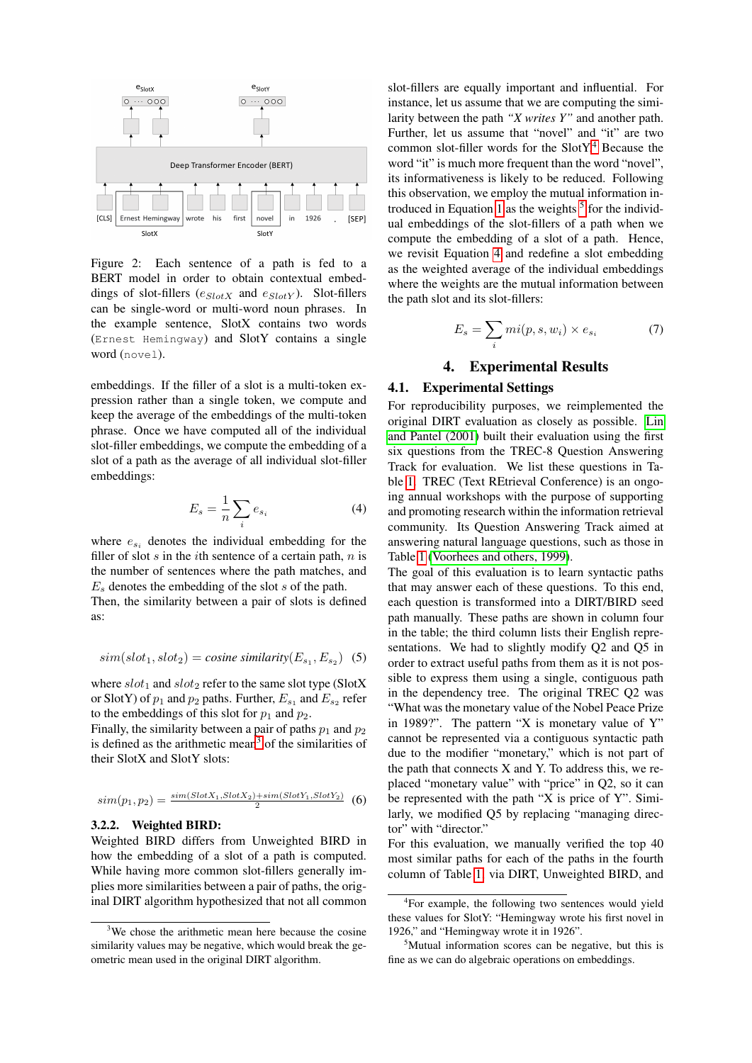Figure 2: Each sentence of a path is fed to a BERT model in order to obtain contextual embeddings of slot-fillers ($e_{SlotX}$ and $e_{SlotY}$). Slot-fillers can be single-word or multi-word noun phrases. In the example sentence, SlotX contains two words (`Ernest Hemingway`) and SlotY contains a single word (`novel`).

embeddings. If the filler of a slot is a multi-token expression rather than a single token, we compute and keep the average of the embeddings of the multi-token phrase. Once we have computed all of the individual slot-filler embeddings, we compute the embedding of a slot of a path as the average of all individual slot-filler embeddings:

$$E_s = \frac{1}{n} \sum_i e_{s_i} \quad (4)$$

where $e_{s_i}$ denotes the individual embedding for the filler of slot $s$ in the $i$th sentence of a certain path, $n$ is the number of sentences where the path matches, and $E_s$ denotes the embedding of the slot $s$ of the path.

Then, the similarity between a pair of slots is defined as:

$$sim(slot_1, slot_2) = \textit{cosine similarity}(E_{s_1}, E_{s_2}) \quad (5)$$

where $slot_1$ and $slot_2$ refer to the same slot type (SlotX or SlotY) of $p_1$ and $p_2$ paths. Further, $E_{s_1}$ and $E_{s_2}$ refer to the embeddings of this slot for $p_1$ and $p_2$.

Finally, the similarity between a pair of paths $p_1$ and $p_2$ is defined as the arithmetic mean[3] of the similarities of their SlotX and SlotY slots:

$$sim(p_1, p_2) = \frac{sim(SlotX_1, SlotX_2) + sim(SlotY_1, SlotY_2)}{2} \quad (6)$$

#### 3.2.2. Weighted BIRD:

Weighted BIRD differs from Unweighted BIRD in how the embedding of a slot of a path is computed. While having more common slot-fillers generally implies more similarities between a pair of paths, the original DIRT algorithm hypothesized that not all common slot-fillers are equally important and influential. For instance, let us assume that we are computing the similarity between the path *"X writes Y"* and another path. Further, let us assume that "novel" and "it" are two common slot-filler words for the SlotY[4] Because the word "it" is much more frequent than the word "novel", its informativeness is likely to be reduced. Following this observation, we employ the mutual information introduced in Equation 1 as the weights [5] for the individual embeddings of the slot-fillers of a path when we compute the embedding of a slot of a path. Hence, we revisit Equation 4 and redefine a slot embedding as the weighted average of the individual embeddings where the weights are the mutual information between the path slot and its slot-fillers:

$$E_s = \sum_i mi(p, s, w_i) \times e_{s_i} \quad (7)$$

## 4. Experimental Results

### 4.1. Experimental Settings

For reproducibility purposes, we reimplemented the original DIRT evaluation as closely as possible. Lin and Pantel (2001) built their evaluation using the first six questions from the TREC-8 Question Answering Track for evaluation. We list these questions in Table 1. TREC (Text REtrieval Conference) is an ongoing annual workshops with the purpose of supporting and promoting research within the information retrieval community. Its Question Answering Track aimed at answering natural language questions, such as those in Table 1 (Voorhees and others, 1999).

The goal of this evaluation is to learn syntactic paths that may answer each of these questions. To this end, each question is transformed into a DIRT/BIRD seed path manually. These paths are shown in column four in the table; the third column lists their English representations. We had to slightly modify Q2 and Q5 in order to extract useful paths from them as it is not possible to express them using a single, contiguous path in the dependency tree. The original TREC Q2 was "What was the monetary value of the Nobel Peace Prize in 1989?". The pattern "X is monetary value of Y" cannot be represented via a contiguous syntactic path due to the modifier "monetary," which is not part of the path that connects X and Y. To address this, we replaced "monetary value" with "price" in Q2, so it can be represented with the path "X is price of Y". Similarly, we modified Q5 by replacing "managing director" with "director."

For this evaluation, we manually verified the top 40 most similar paths for each of the paths in the fourth column of Table 1 via DIRT, Unweighted BIRD, and

[3] We chose the arithmetic mean here because the cosine similarity values may be negative, which would break the geometric mean used in the original DIRT algorithm.

[4] For example, the following two sentences would yield these values for SlotY: "Hemingway wrote his first novel in 1926," and "Hemingway wrote it in 1926".

[5] Mutual information scores can be negative, but this is fine as we can do algebraic operations on embeddings.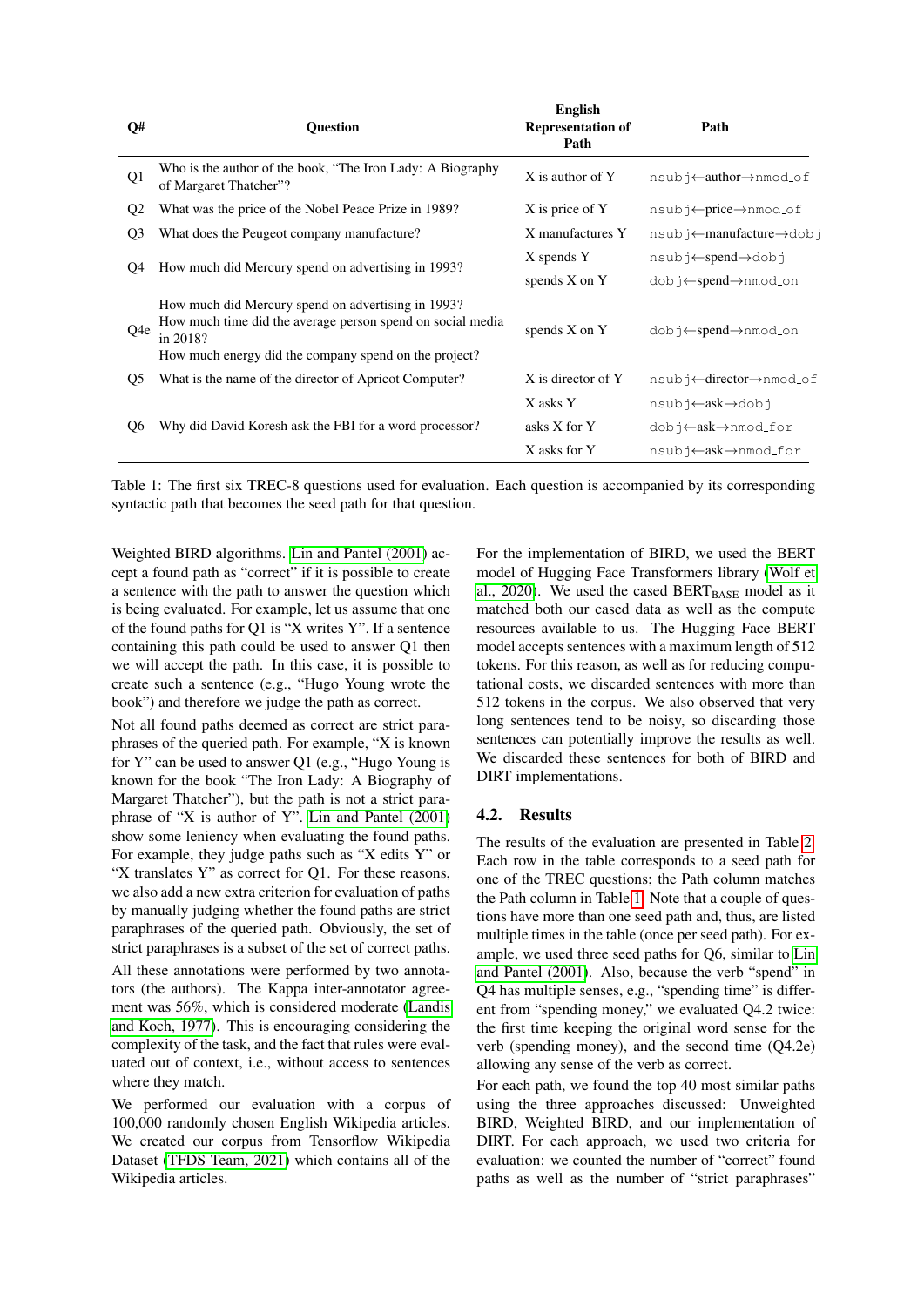| Q# | Question | English Representation of Path | Path |
|---|---|---|---|
| Q1 | Who is the author of the book, "The Iron Lady: A Biography of Margaret Thatcher"? | X is author of Y | nsubj←author→nmod_of |
| Q2 | What was the price of the Nobel Peace Prize in 1989? | X is price of Y | nsubj←price→nmod_of |
| Q3 | What does the Peugeot company manufacture? | X manufactures Y | nsubj←manufacture→dobj |
| Q4 | How much did Mercury spend on advertising in 1993? | X spends Y | nsubj←spend→dobj |
| | | spends X on Y | dobj←spend→nmod_on |
| Q4e | How much did Mercury spend on advertising in 1993? How much time did the average person spend on social media in 2018? How much energy did the company spend on the project? | spends X on Y | dobj←spend→nmod_on |
| Q5 | What is the name of the director of Apricot Computer? | X is director of Y | nsubj←director→nmod_of |
| Q6 | Why did David Koresh ask the FBI for a word processor? | X asks Y | nsubj←ask→dobj |
| | | asks X for Y | dobj←ask→nmod_for |
| | | X asks for Y | nsubj←ask→nmod_for |

Table 1: The first six TREC-8 questions used for evaluation. Each question is accompanied by its corresponding syntactic path that becomes the seed path for that question.

Weighted BIRD algorithms. Lin and Pantel (2001) accept a found path as "correct" if it is possible to create a sentence with the path to answer the question which is being evaluated. For example, let us assume that one of the found paths for Q1 is "X writes Y". If a sentence containing this path could be used to answer Q1 then we will accept the path. In this case, it is possible to create such a sentence (e.g., "Hugo Young wrote the book") and therefore we judge the path as correct.

Not all found paths deemed as correct are strict paraphrases of the queried path. For example, "X is known for Y" can be used to answer Q1 (e.g., "Hugo Young is known for the book "The Iron Lady: A Biography of Margaret Thatcher"), but the path is not a strict paraphrase of "X is author of Y". Lin and Pantel (2001) show some leniency when evaluating the found paths. For example, they judge paths such as "X edits Y" or "X translates Y" as correct for Q1. For these reasons, we also add a new extra criterion for evaluation of paths by manually judging whether the found paths are strict paraphrases of the queried path. Obviously, the set of strict paraphrases is a subset of the set of correct paths.

All these annotations were performed by two annotators (the authors). The Kappa inter-annotator agreement was 56%, which is considered moderate (Landis and Koch, 1977). This is encouraging considering the complexity of the task, and the fact that rules were evaluated out of context, i.e., without access to sentences where they match.

We performed our evaluation with a corpus of 100,000 randomly chosen English Wikipedia articles. We created our corpus from Tensorflow Wikipedia Dataset (TFDS Team, 2021) which contains all of the Wikipedia articles.

For the implementation of BIRD, we used the BERT model of Hugging Face Transformers library (Wolf et al., 2020). We used the cased $\text{BERT}_{\text{BASE}}$ model as it matched both our cased data as well as the compute resources available to us. The Hugging Face BERT model accepts sentences with a maximum length of 512 tokens. For this reason, as well as for reducing computational costs, we discarded sentences with more than 512 tokens in the corpus. We also observed that very long sentences tend to be noisy, so discarding those sentences can potentially improve the results as well. We discarded these sentences for both of BIRD and DIRT implementations.

## 4.2. Results

The results of the evaluation are presented in Table 2. Each row in the table corresponds to a seed path for one of the TREC questions; the Path column matches the Path column in Table 1. Note that a couple of questions have more than one seed path and, thus, are listed multiple times in the table (once per seed path). For example, we used three seed paths for Q6, similar to Lin and Pantel (2001). Also, because the verb "spend" in Q4 has multiple senses, e.g., "spending time" is different from "spending money," we evaluated Q4.2 twice: the first time keeping the original word sense for the verb (spending money), and the second time (Q4.2e) allowing any sense of the verb as correct.

For each path, we found the top 40 most similar paths using the three approaches discussed: Unweighted BIRD, Weighted BIRD, and our implementation of DIRT. For each approach, we used two criteria for evaluation: we counted the number of "correct" found paths as well as the number of "strict paraphrases"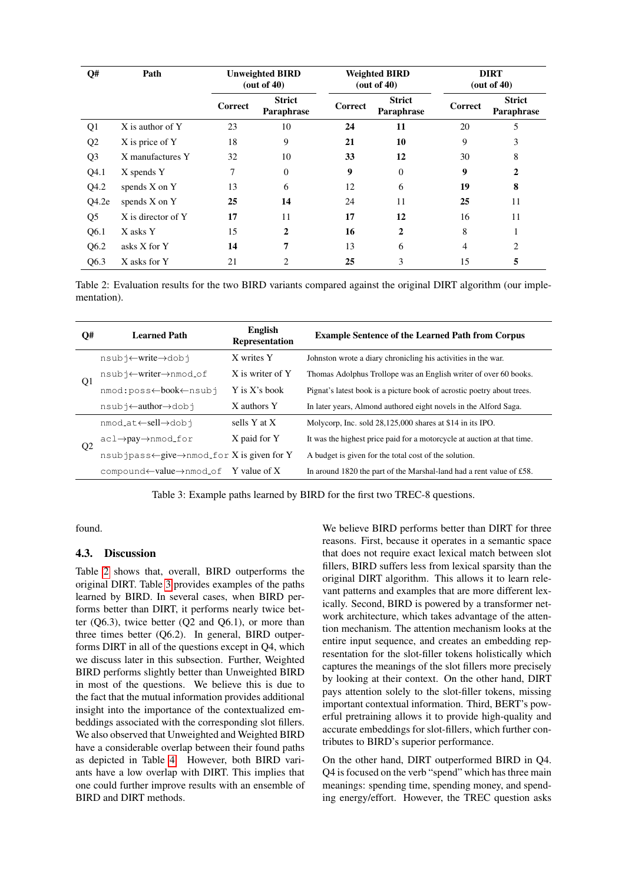| Q# | Path | Unweighted BIRD (out of 40) | | Weighted BIRD (out of 40) | | DIRT (out of 40) | |
|---|---|---|---|---|---|---|---|
| | | Correct | Strict Paraphrase | Correct | Strict Paraphrase | Correct | Strict Paraphrase |
| Q1 | X is author of Y | 23 | 10 | **24** | **11** | 20 | 5 |
| Q2 | X is price of Y | 18 | 9 | **21** | **10** | 9 | 3 |
| Q3 | X manufactures Y | 32 | 10 | **33** | **12** | 30 | 8 |
| Q4.1 | X spends Y | 7 | 0 | **9** | 0 | **9** | **2** |
| Q4.2 | spends X on Y | 13 | 6 | 12 | 6 | **19** | **8** |
| Q4.2e | spends X on Y | **25** | **14** | 24 | 11 | **25** | 11 |
| Q5 | X is director of Y | **17** | 11 | **17** | **12** | 16 | 11 |
| Q6.1 | X asks Y | 15 | **2** | **16** | **2** | 8 | 1 |
| Q6.2 | asks X for Y | **14** | **7** | 13 | 6 | 4 | 2 |
| Q6.3 | X asks for Y | 21 | 2 | **25** | 3 | 15 | **5** |

Table 2: Evaluation results for the two BIRD variants compared against the original DIRT algorithm (our implementation).

| Q# | Learned Path | English Representation | Example Sentence of the Learned Path from Corpus |
|---|---|---|---|
| Q1 | nsubj←write→dobj | X writes Y | Johnston wrote a diary chronicling his activities in the war. |
| | nsubj←writer→nmod_of | X is writer of Y | Thomas Adolphus Trollope was an English writer of over 60 books. |
| | nmod:poss←book←nsubj | Y is X's book | Pignat's latest book is a picture book of acrostic poetry about trees. |
| | nsubj←author→dobj | X authors Y | In later years, Almond authored eight novels in the Alford Saga. |
| Q2 | nmod_at←sell→dobj | sells Y at X | Molycorp, Inc. sold 28,125,000 shares at $14 in its IPO. |
| | acl→pay→nmod_for | X paid for Y | It was the highest price paid for a motorcycle at auction at that time. |
| | nsubjpass←give→nmod_for | X is given for Y | A budget is given for the total cost of the solution. |
| | compound←value→nmod_of | Y value of X | In around 1820 the part of the Marshal-land had a rent value of £58. |

Table 3: Example paths learned by BIRD for the first two TREC-8 questions.

found.

### 4.3. Discussion

Table 2 shows that, overall, BIRD outperforms the original DIRT. Table 3 provides examples of the paths learned by BIRD. In several cases, when BIRD performs better than DIRT, it performs nearly twice better (Q6.3), twice better (Q2 and Q6.1), or more than three times better (Q6.2). In general, BIRD outperforms DIRT in all of the questions except in Q4, which we discuss later in this subsection. Further, Weighted BIRD performs slightly better than Unweighted BIRD in most of the questions. We believe this is due to the fact that the mutual information provides additional insight into the importance of the contextualized embeddings associated with the corresponding slot fillers. We also observed that Unweighted and Weighted BIRD have a considerable overlap between their found paths as depicted in Table 4. However, both BIRD variants have a low overlap with DIRT. This implies that one could further improve results with an ensemble of BIRD and DIRT methods.

We believe BIRD performs better than DIRT for three reasons. First, because it operates in a semantic space that does not require exact lexical match between slot fillers, BIRD suffers less from lexical sparsity than the original DIRT algorithm. This allows it to learn relevant patterns and examples that are more different lexically. Second, BIRD is powered by a transformer network architecture, which takes advantage of the attention mechanism. The attention mechanism looks at the entire input sequence, and creates an embedding representation for the slot-filler tokens holistically which captures the meanings of the slot fillers more precisely by looking at their context. On the other hand, DIRT pays attention solely to the slot-filler tokens, missing important contextual information. Third, BERT's powerful pretraining allows it to provide high-quality and accurate embeddings for slot-fillers, which further contributes to BIRD's superior performance.

On the other hand, DIRT outperformed BIRD in Q4. Q4 is focused on the verb "spend" which has three main meanings: spending time, spending money, and spending energy/effort. However, the TREC question asks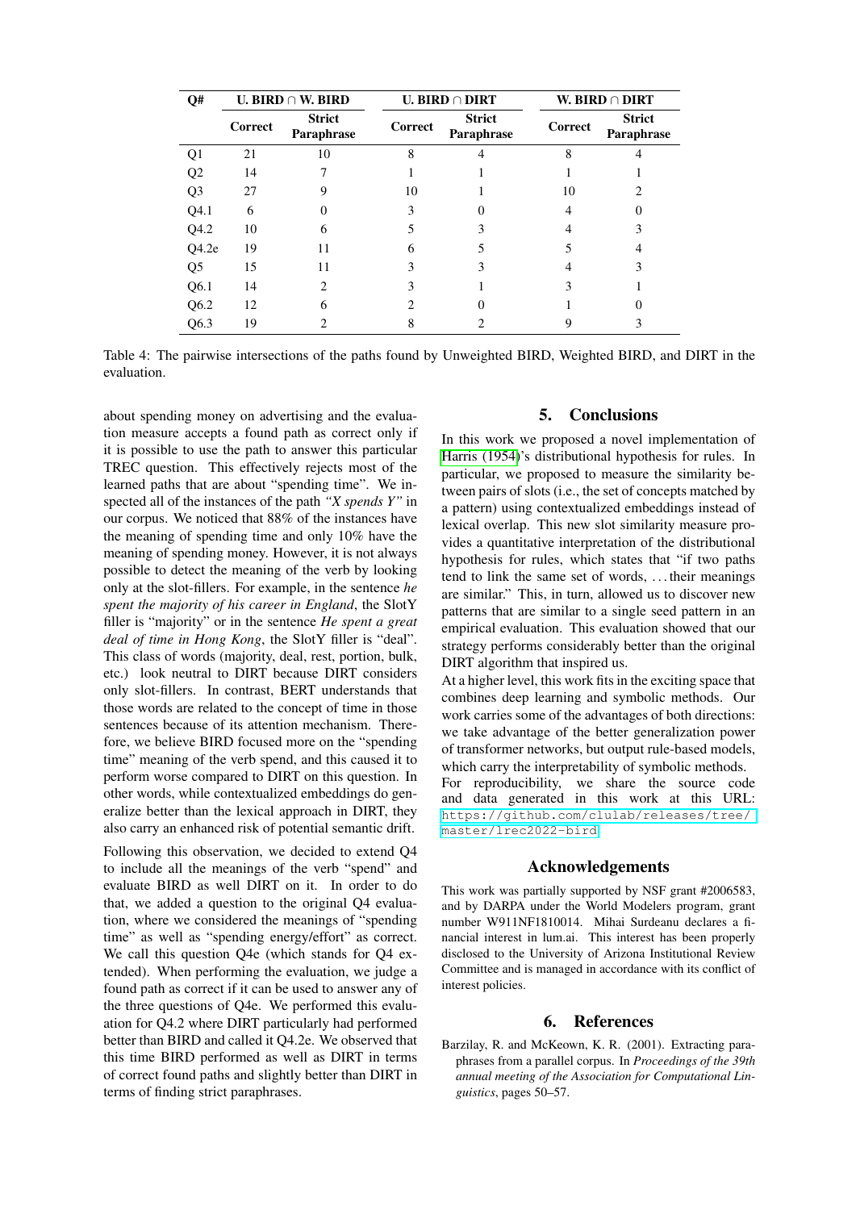| Q# | U. BIRD ∩ W. BIRD | | U. BIRD ∩ DIRT | | W. BIRD ∩ DIRT | |
|---|---|---|---|---|---|---|
| | **Correct** | **Strict Paraphrase** | **Correct** | **Strict Paraphrase** | **Correct** | **Strict Paraphrase** |
| Q1 | 21 | 10 | 8 | 4 | 8 | 4 |
| Q2 | 14 | 7 | 1 | 1 | 1 | 1 |
| Q3 | 27 | 9 | 10 | 1 | 10 | 2 |
| Q4.1 | 6 | 0 | 3 | 0 | 4 | 0 |
| Q4.2 | 10 | 6 | 5 | 3 | 4 | 3 |
| Q4.2e | 19 | 11 | 6 | 5 | 5 | 4 |
| Q5 | 15 | 11 | 3 | 3 | 4 | 3 |
| Q6.1 | 14 | 2 | 3 | 1 | 3 | 1 |
| Q6.2 | 12 | 6 | 2 | 0 | 1 | 0 |
| Q6.3 | 19 | 2 | 8 | 2 | 9 | 3 |

Table 4: The pairwise intersections of the paths found by Unweighted BIRD, Weighted BIRD, and DIRT in the evaluation.

about spending money on advertising and the evaluation measure accepts a found path as correct only if it is possible to use the path to answer this particular TREC question. This effectively rejects most of the learned paths that are about "spending time". We inspected all of the instances of the path *"X spends Y"* in our corpus. We noticed that 88% of the instances have the meaning of spending time and only 10% have the meaning of spending money. However, it is not always possible to detect the meaning of the verb by looking only at the slot-fillers. For example, in the sentence *he spent the majority of his career in England*, the SlotY filler is "majority" or in the sentence *He spent a great deal of time in Hong Kong*, the SlotY filler is "deal". This class of words (majority, deal, rest, portion, bulk, etc.) look neutral to DIRT because DIRT considers only slot-fillers. In contrast, BERT understands that those words are related to the concept of time in those sentences because of its attention mechanism. Therefore, we believe BIRD focused more on the "spending time" meaning of the verb spend, and this caused it to perform worse compared to DIRT on this question. In other words, while contextualized embeddings do generalize better than the lexical approach in DIRT, they also carry an enhanced risk of potential semantic drift.

Following this observation, we decided to extend Q4 to include all the meanings of the verb "spend" and evaluate BIRD as well DIRT on it. In order to do that, we added a question to the original Q4 evaluation, where we considered the meanings of "spending time" as well as "spending energy/effort" as correct. We call this question Q4e (which stands for Q4 extended). When performing the evaluation, we judge a found path as correct if it can be used to answer any of the three questions of Q4e. We performed this evaluation for Q4.2 where DIRT particularly had performed better than BIRD and called it Q4.2e. We observed that this time BIRD performed as well as DIRT in terms of correct found paths and slightly better than DIRT in terms of finding strict paraphrases.

## 5. Conclusions

In this work we proposed a novel implementation of Harris (1954)'s distributional hypothesis for rules. In particular, we proposed to measure the similarity between pairs of slots (i.e., the set of concepts matched by a pattern) using contextualized embeddings instead of lexical overlap. This new slot similarity measure provides a quantitative interpretation of the distributional hypothesis for rules, which states that "if two paths tend to link the same set of words, . . . their meanings are similar." This, in turn, allowed us to discover new patterns that are similar to a single seed pattern in an empirical evaluation. This evaluation showed that our strategy performs considerably better than the original DIRT algorithm that inspired us.

At a higher level, this work fits in the exciting space that combines deep learning and symbolic methods. Our work carries some of the advantages of both directions: we take advantage of the better generalization power of transformer networks, but output rule-based models, which carry the interpretability of symbolic methods.

For reproducibility, we share the source code and data generated in this work at this URL: `https://github.com/clulab/releases/tree/master/lrec2022-bird`.

## Acknowledgements

This work was partially supported by NSF grant #2006583, and by DARPA under the World Modelers program, grant number W911NF1810014. Mihai Surdeanu declares a financial interest in lum.ai. This interest has been properly disclosed to the University of Arizona Institutional Review Committee and is managed in accordance with its conflict of interest policies.

## 6. References

Barzilay, R. and McKeown, K. R. (2001). Extracting paraphrases from a parallel corpus. In *Proceedings of the 39th annual meeting of the Association for Computational Linguistics*, pages 50–57.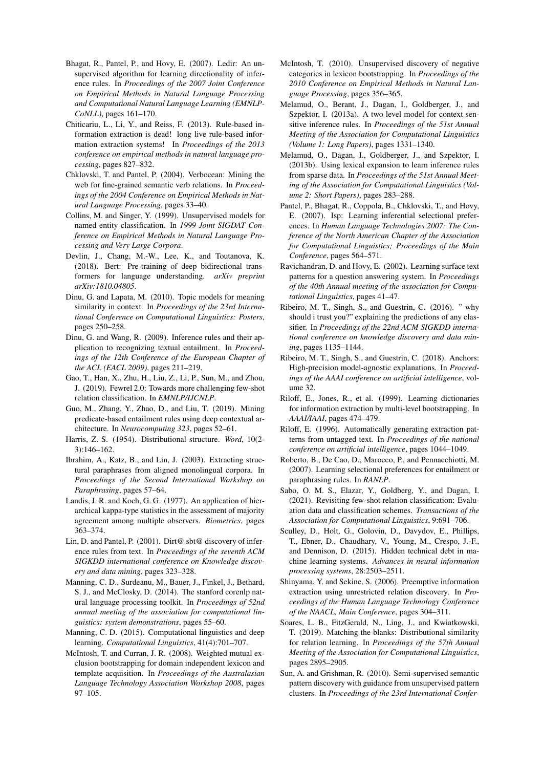Bhagat, R., Pantel, P., and Hovy, E. (2007). Ledir: An unsupervised algorithm for learning directionality of inference rules. In *Proceedings of the 2007 Joint Conference on Empirical Methods in Natural Language Processing and Computational Natural Language Learning (EMNLP-CoNLL)*, pages 161–170.

Chiticariu, L., Li, Y., and Reiss, F. (2013). Rule-based information extraction is dead! long live rule-based information extraction systems! In *Proceedings of the 2013 conference on empirical methods in natural language processing*, pages 827–832.

Chklovski, T. and Pantel, P. (2004). Verbocean: Mining the web for fine-grained semantic verb relations. In *Proceedings of the 2004 Conference on Empirical Methods in Natural Language Processing*, pages 33–40.

Collins, M. and Singer, Y. (1999). Unsupervised models for named entity classification. In *1999 Joint SIGDAT Conference on Empirical Methods in Natural Language Processing and Very Large Corpora*.

Devlin, J., Chang, M.-W., Lee, K., and Toutanova, K. (2018). Bert: Pre-training of deep bidirectional transformers for language understanding. *arXiv preprint arXiv:1810.04805*.

Dinu, G. and Lapata, M. (2010). Topic models for meaning similarity in context. In *Proceedings of the 23rd International Conference on Computational Linguistics: Posters*, pages 250–258.

Dinu, G. and Wang, R. (2009). Inference rules and their application to recognizing textual entailment. In *Proceedings of the 12th Conference of the European Chapter of the ACL (EACL 2009)*, pages 211–219.

Gao, T., Han, X., Zhu, H., Liu, Z., Li, P., Sun, M., and Zhou, J. (2019). Fewrel 2.0: Towards more challenging few-shot relation classification. In *EMNLP/IJCNLP*.

Guo, M., Zhang, Y., Zhao, D., and Liu, T. (2019). Mining predicate-based entailment rules using deep contextual architecture. In *Neurocomputing 323*, pages 52–61.

Harris, Z. S. (1954). Distributional structure. *Word*, 10(2-3):146–162.

Ibrahim, A., Katz, B., and Lin, J. (2003). Extracting structural paraphrases from aligned monolingual corpora. In *Proceedings of the Second International Workshop on Paraphrasing*, pages 57–64.

Landis, J. R. and Koch, G. G. (1977). An application of hierarchical kappa-type statistics in the assessment of majority agreement among multiple observers. *Biometrics*, pages 363–374.

Lin, D. and Pantel, P. (2001). Dirt@ sbt@ discovery of inference rules from text. In *Proceedings of the seventh ACM SIGKDD international conference on Knowledge discovery and data mining*, pages 323–328.

Manning, C. D., Surdeanu, M., Bauer, J., Finkel, J., Bethard, S. J., and McClosky, D. (2014). The stanford corenlp natural language processing toolkit. In *Proceedings of 52nd annual meeting of the association for computational linguistics: system demonstrations*, pages 55–60.

Manning, C. D. (2015). Computational linguistics and deep learning. *Computational Linguistics*, 41(4):701–707.

McIntosh, T. and Curran, J. R. (2008). Weighted mutual exclusion bootstrapping for domain independent lexicon and template acquisition. In *Proceedings of the Australasian Language Technology Association Workshop 2008*, pages 97–105.

McIntosh, T. (2010). Unsupervised discovery of negative categories in lexicon bootstrapping. In *Proceedings of the 2010 Conference on Empirical Methods in Natural Language Processing*, pages 356–365.

Melamud, O., Berant, J., Dagan, I., Goldberger, J., and Szpektor, I. (2013a). A two level model for context sensitive inference rules. In *Proceedings of the 51st Annual Meeting of the Association for Computational Linguistics (Volume 1: Long Papers)*, pages 1331–1340.

Melamud, O., Dagan, I., Goldberger, J., and Szpektor, I. (2013b). Using lexical expansion to learn inference rules from sparse data. In *Proceedings of the 51st Annual Meeting of the Association for Computational Linguistics (Volume 2: Short Papers)*, pages 283–288.

Pantel, P., Bhagat, R., Coppola, B., Chklovski, T., and Hovy, E. (2007). Isp: Learning inferential selectional preferences. In *Human Language Technologies 2007: The Conference of the North American Chapter of the Association for Computational Linguistics; Proceedings of the Main Conference*, pages 564–571.

Ravichandran, D. and Hovy, E. (2002). Learning surface text patterns for a question answering system. In *Proceedings of the 40th Annual meeting of the association for Computational Linguistics*, pages 41–47.

Ribeiro, M. T., Singh, S., and Guestrin, C. (2016). " why should i trust you?" explaining the predictions of any classifier. In *Proceedings of the 22nd ACM SIGKDD international conference on knowledge discovery and data mining*, pages 1135–1144.

Ribeiro, M. T., Singh, S., and Guestrin, C. (2018). Anchors: High-precision model-agnostic explanations. In *Proceedings of the AAAI conference on artificial intelligence*, volume 32.

Riloff, E., Jones, R., et al. (1999). Learning dictionaries for information extraction by multi-level bootstrapping. In *AAAI/IAAI*, pages 474–479.

Riloff, E. (1996). Automatically generating extraction patterns from untagged text. In *Proceedings of the national conference on artificial intelligence*, pages 1044–1049.

Roberto, B., De Cao, D., Marocco, P., and Pennacchiotti, M. (2007). Learning selectional preferences for entailment or paraphrasing rules. In *RANLP*.

Sabo, O. M. S., Elazar, Y., Goldberg, Y., and Dagan, I. (2021). Revisiting few-shot relation classification: Evaluation data and classification schemes. *Transactions of the Association for Computational Linguistics*, 9:691–706.

Sculley, D., Holt, G., Golovin, D., Davydov, E., Phillips, T., Ebner, D., Chaudhary, V., Young, M., Crespo, J.-F., and Dennison, D. (2015). Hidden technical debt in machine learning systems. *Advances in neural information processing systems*, 28:2503–2511.

Shinyama, Y. and Sekine, S. (2006). Preemptive information extraction using unrestricted relation discovery. In *Proceedings of the Human Language Technology Conference of the NAACL, Main Conference*, pages 304–311.

Soares, L. B., FitzGerald, N., Ling, J., and Kwiatkowski, T. (2019). Matching the blanks: Distributional similarity for relation learning. In *Proceedings of the 57th Annual Meeting of the Association for Computational Linguistics*, pages 2895–2905.

Sun, A. and Grishman, R. (2010). Semi-supervised semantic pattern discovery with guidance from unsupervised pattern clusters. In *Proceedings of the 23rd International Confer-*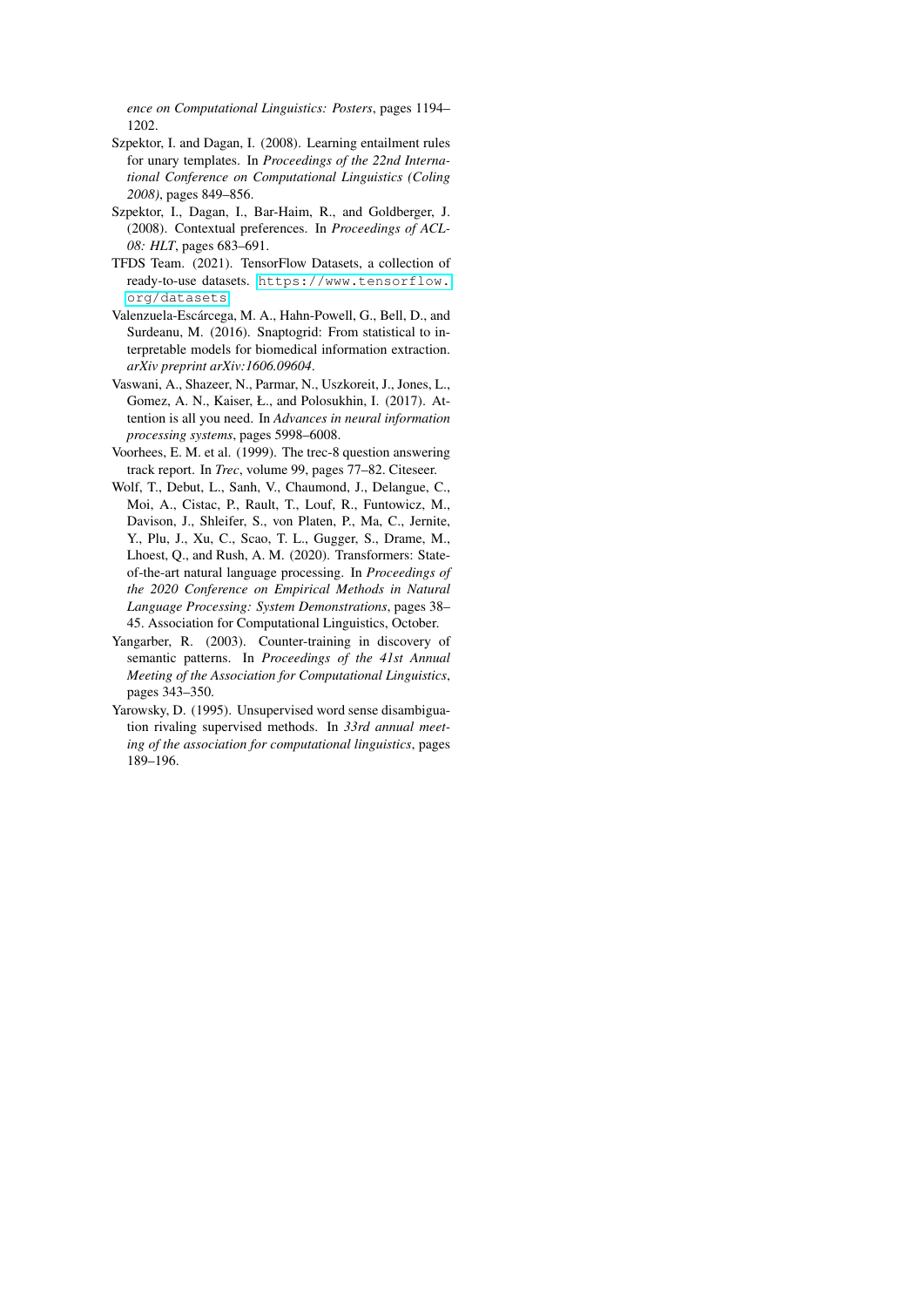*ence on Computational Linguistics: Posters*, pages 1194–1202.

Szpektor, I. and Dagan, I. (2008). Learning entailment rules for unary templates. In *Proceedings of the 22nd International Conference on Computational Linguistics (Coling 2008)*, pages 849–856.

Szpektor, I., Dagan, I., Bar-Haim, R., and Goldberger, J. (2008). Contextual preferences. In *Proceedings of ACL-08: HLT*, pages 683–691.

TFDS Team. (2021). TensorFlow Datasets, a collection of ready-to-use datasets. `https://www.tensorflow.org/datasets`.

Valenzuela-Escárcega, M. A., Hahn-Powell, G., Bell, D., and Surdeanu, M. (2016). Snaptogrid: From statistical to interpretable models for biomedical information extraction. *arXiv preprint arXiv:1606.09604*.

Vaswani, A., Shazeer, N., Parmar, N., Uszkoreit, J., Jones, L., Gomez, A. N., Kaiser, Ł., and Polosukhin, I. (2017). Attention is all you need. In *Advances in neural information processing systems*, pages 5998–6008.

Voorhees, E. M. et al. (1999). The trec-8 question answering track report. In *Trec*, volume 99, pages 77–82. Citeseer.

Wolf, T., Debut, L., Sanh, V., Chaumond, J., Delangue, C., Moi, A., Cistac, P., Rault, T., Louf, R., Funtowicz, M., Davison, J., Shleifer, S., von Platen, P., Ma, C., Jernite, Y., Plu, J., Xu, C., Scao, T. L., Gugger, S., Drame, M., Lhoest, Q., and Rush, A. M. (2020). Transformers: State-of-the-art natural language processing. In *Proceedings of the 2020 Conference on Empirical Methods in Natural Language Processing: System Demonstrations*, pages 38–45. Association for Computational Linguistics, October.

Yangarber, R. (2003). Counter-training in discovery of semantic patterns. In *Proceedings of the 41st Annual Meeting of the Association for Computational Linguistics*, pages 343–350.

Yarowsky, D. (1995). Unsupervised word sense disambiguation rivaling supervised methods. In *33rd annual meeting of the association for computational linguistics*, pages 189–196.